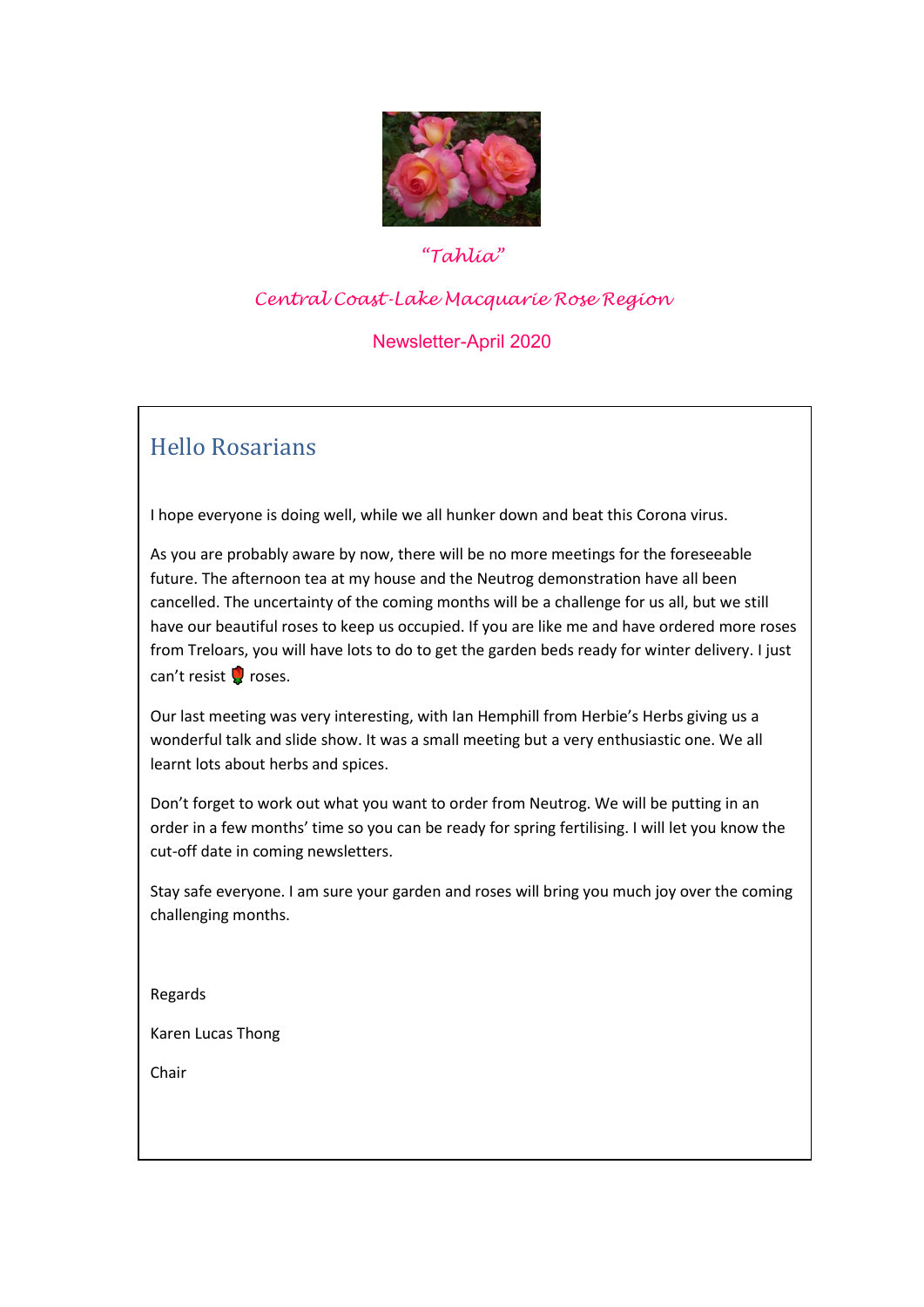*"Tahlia"*

*Central Coast-Lake Macquarie Rose Region*

Newsletter-April 2020

## Hello Rosarians

I hope everyone is doing well, while we all hunker down and beat this Corona virus.

As you are probably aware by now, there will be no more meetings for the foreseeable future. The afternoon tea at my house and the Neutrog demonstration have all been cancelled. The uncertainty of the coming months will be a challenge for us all, but we still have our beautiful roses to keep us occupied. If you are like me and have ordered more roses from Treloars, you will have lots to do to get the garden beds ready for winter delivery. I just can't resist 🌹 roses.

Our last meeting was very interesting, with Ian Hemphill from Herbie's Herbs giving us a wonderful talk and slide show. It was a small meeting but a very enthusiastic one. We all learnt lots about herbs and spices.

Don't forget to work out what you want to order from Neutrog. We will be putting in an order in a few months' time so you can be ready for spring fertilising. I will let you know the cut-off date in coming newsletters.

Stay safe everyone. I am sure your garden and roses will bring you much joy over the coming challenging months.

Regards

Karen Lucas Thong

Chair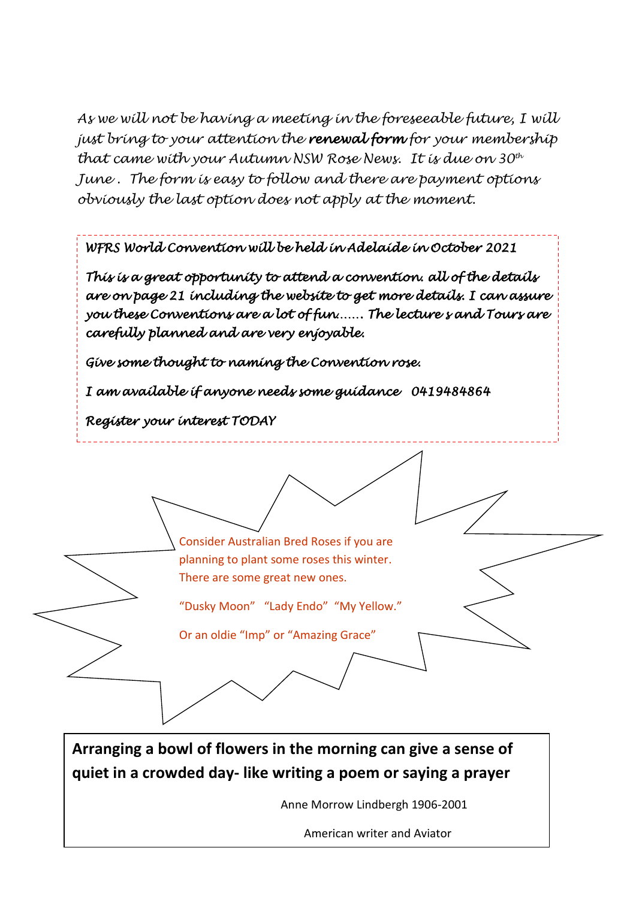*As we will not be having a meeting in the foreseeable future, I will just bring to your attention the* ***renewal form*** *for your membership that came with your Autumn NSW Rose News. It is due on 30th June . The form is easy to follow and there are payment options obviously the last option does not apply at the moment.*

---

*WFRS World Convention will be held in Adelaide in October 2021*

*This is a great opportunity to attend a convention. all of the details are on page 21 including the website to get more details. I can assure you these Conventions are a lot of fun...... The lecture s and Tours are carefully planned and are very enjoyable.*

*Give some thought to naming the Convention rose.*

*I am available if anyone needs some guidance 0419484864*

*Register your interest TODAY*

---

Consider Australian Bred Roses if you are planning to plant some roses this winter. There are some great new ones.

"Dusky Moon" "Lady Endo" "My Yellow."

Or an oldie "Imp" or "Amazing Grace"

---

**Arranging a bowl of flowers in the morning can give a sense of quiet in a crowded day- like writing a poem or saying a prayer**

Anne Morrow Lindbergh 1906-2001

American writer and Aviator